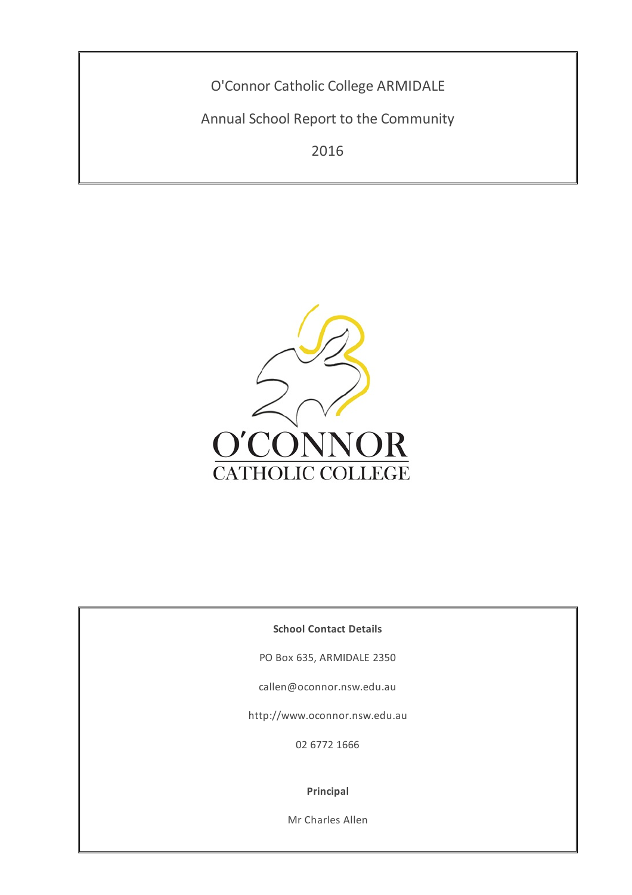# O'Connor Catholic College ARMIDALE

## Annual School Report to the Community

## 2016

O'CONNOR
CATHOLIC COLLEGE

**School Contact Details**

PO Box 635, ARMIDALE 2350

callen@oconnor.nsw.edu.au

http://www.oconnor.nsw.edu.au

02 6772 1666

**Principal**

Mr Charles Allen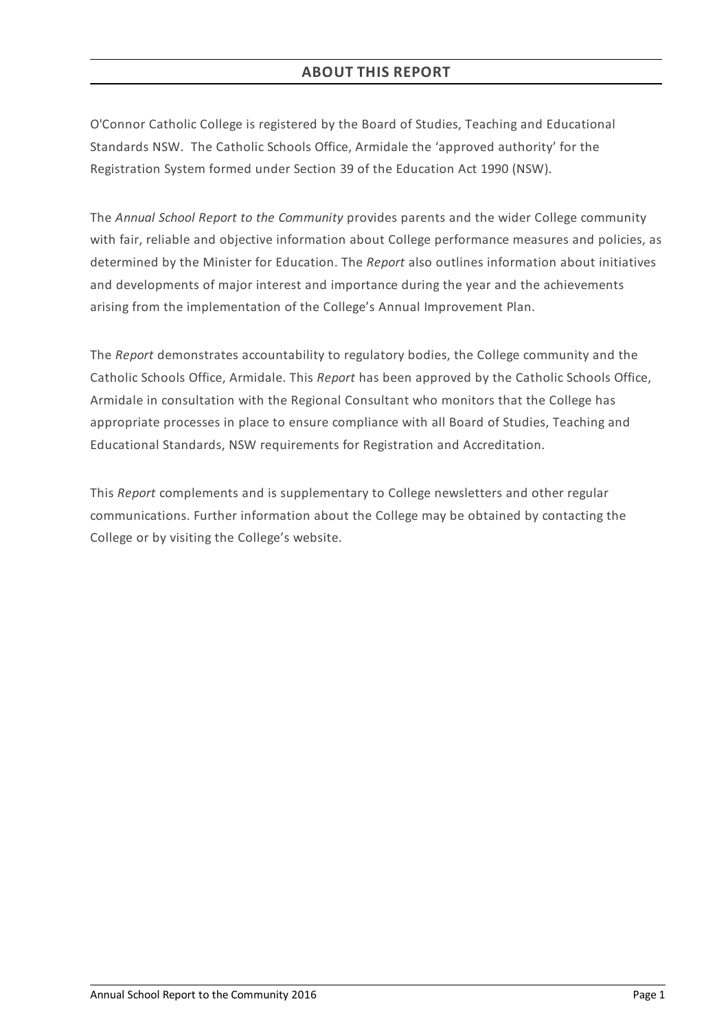## ABOUT THIS REPORT

O'Connor Catholic College is registered by the Board of Studies, Teaching and Educational Standards NSW. The Catholic Schools Office, Armidale the 'approved authority' for the Registration System formed under Section 39 of the Education Act 1990 (NSW).

The *Annual School Report to the Community* provides parents and the wider College community with fair, reliable and objective information about College performance measures and policies, as determined by the Minister for Education. The *Report* also outlines information about initiatives and developments of major interest and importance during the year and the achievements arising from the implementation of the College's Annual Improvement Plan.

The *Report* demonstrates accountability to regulatory bodies, the College community and the Catholic Schools Office, Armidale. This *Report* has been approved by the Catholic Schools Office, Armidale in consultation with the Regional Consultant who monitors that the College has appropriate processes in place to ensure compliance with all Board of Studies, Teaching and Educational Standards, NSW requirements for Registration and Accreditation.

This *Report* complements and is supplementary to College newsletters and other regular communications. Further information about the College may be obtained by contacting the College or by visiting the College's website.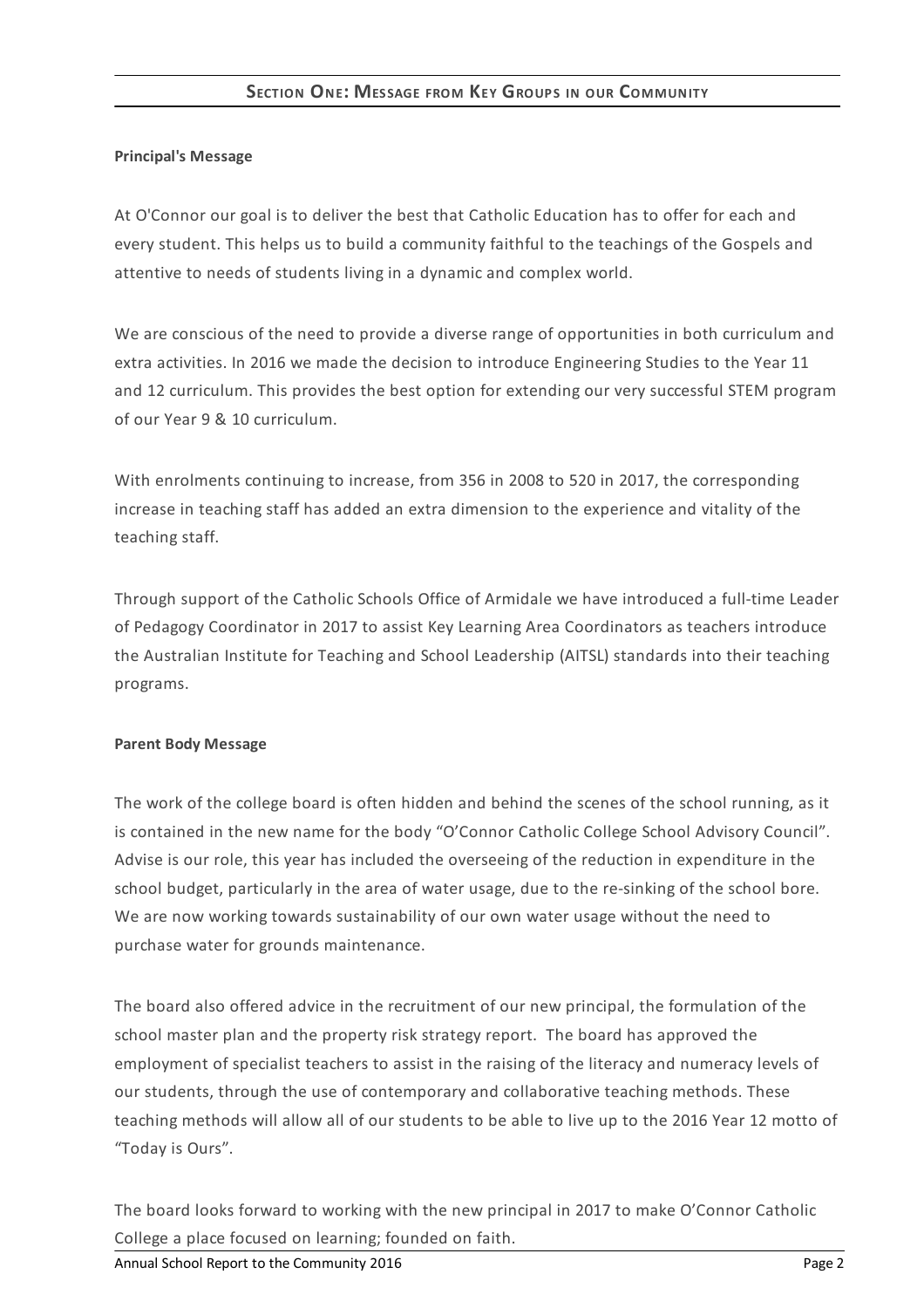## Section One: Message from Key Groups in our Community

**Principal's Message**

At O'Connor our goal is to deliver the best that Catholic Education has to offer for each and every student. This helps us to build a community faithful to the teachings of the Gospels and attentive to needs of students living in a dynamic and complex world.

We are conscious of the need to provide a diverse range of opportunities in both curriculum and extra activities. In 2016 we made the decision to introduce Engineering Studies to the Year 11 and 12 curriculum. This provides the best option for extending our very successful STEM program of our Year 9 & 10 curriculum.

With enrolments continuing to increase, from 356 in 2008 to 520 in 2017, the corresponding increase in teaching staff has added an extra dimension to the experience and vitality of the teaching staff.

Through support of the Catholic Schools Office of Armidale we have introduced a full-time Leader of Pedagogy Coordinator in 2017 to assist Key Learning Area Coordinators as teachers introduce the Australian Institute for Teaching and School Leadership (AITSL) standards into their teaching programs.

**Parent Body Message**

The work of the college board is often hidden and behind the scenes of the school running, as it is contained in the new name for the body "O'Connor Catholic College School Advisory Council". Advise is our role, this year has included the overseeing of the reduction in expenditure in the school budget, particularly in the area of water usage, due to the re-sinking of the school bore. We are now working towards sustainability of our own water usage without the need to purchase water for grounds maintenance.

The board also offered advice in the recruitment of our new principal, the formulation of the school master plan and the property risk strategy report. The board has approved the employment of specialist teachers to assist in the raising of the literacy and numeracy levels of our students, through the use of contemporary and collaborative teaching methods. These teaching methods will allow all of our students to be able to live up to the 2016 Year 12 motto of "Today is Ours".

The board looks forward to working with the new principal in 2017 to make O'Connor Catholic College a place focused on learning; founded on faith.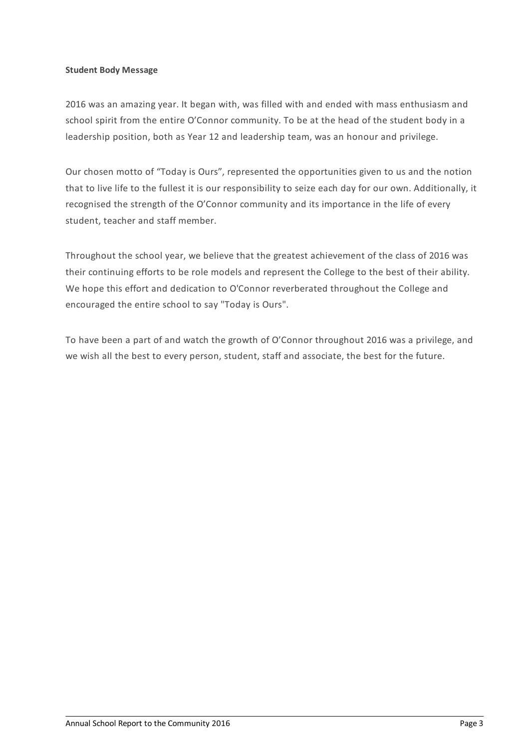**Student Body Message**

2016 was an amazing year. It began with, was filled with and ended with mass enthusiasm and school spirit from the entire O'Connor community. To be at the head of the student body in a leadership position, both as Year 12 and leadership team, was an honour and privilege.

Our chosen motto of "Today is Ours", represented the opportunities given to us and the notion that to live life to the fullest it is our responsibility to seize each day for our own. Additionally, it recognised the strength of the O'Connor community and its importance in the life of every student, teacher and staff member.

Throughout the school year, we believe that the greatest achievement of the class of 2016 was their continuing efforts to be role models and represent the College to the best of their ability. We hope this effort and dedication to O'Connor reverberated throughout the College and encouraged the entire school to say "Today is Ours".

To have been a part of and watch the growth of O'Connor throughout 2016 was a privilege, and we wish all the best to every person, student, staff and associate, the best for the future.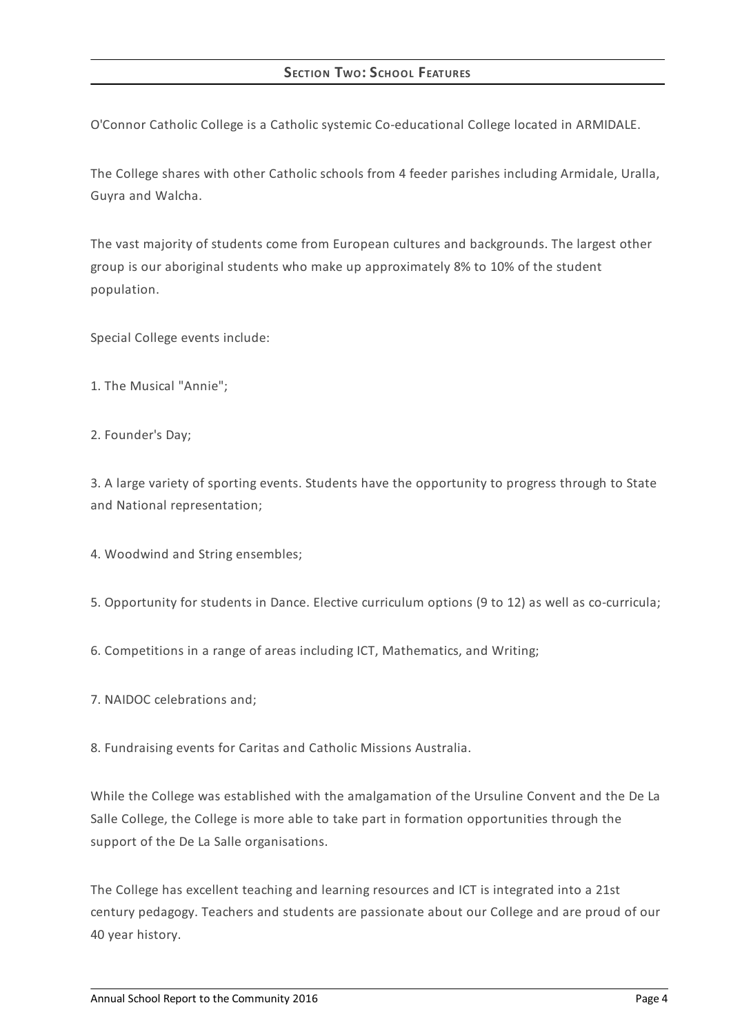## Section Two: School Features

O'Connor Catholic College is a Catholic systemic Co-educational College located in ARMIDALE.

The College shares with other Catholic schools from 4 feeder parishes including Armidale, Uralla, Guyra and Walcha.

The vast majority of students come from European cultures and backgrounds. The largest other group is our aboriginal students who make up approximately 8% to 10% of the student population.

Special College events include:

1. The Musical "Annie";

2. Founder's Day;

3. A large variety of sporting events. Students have the opportunity to progress through to State and National representation;

4. Woodwind and String ensembles;

5. Opportunity for students in Dance. Elective curriculum options (9 to 12) as well as co-curricula;

6. Competitions in a range of areas including ICT, Mathematics, and Writing;

7. NAIDOC celebrations and;

8. Fundraising events for Caritas and Catholic Missions Australia.

While the College was established with the amalgamation of the Ursuline Convent and the De La Salle College, the College is more able to take part in formation opportunities through the support of the De La Salle organisations.

The College has excellent teaching and learning resources and ICT is integrated into a 21st century pedagogy. Teachers and students are passionate about our College and are proud of our 40 year history.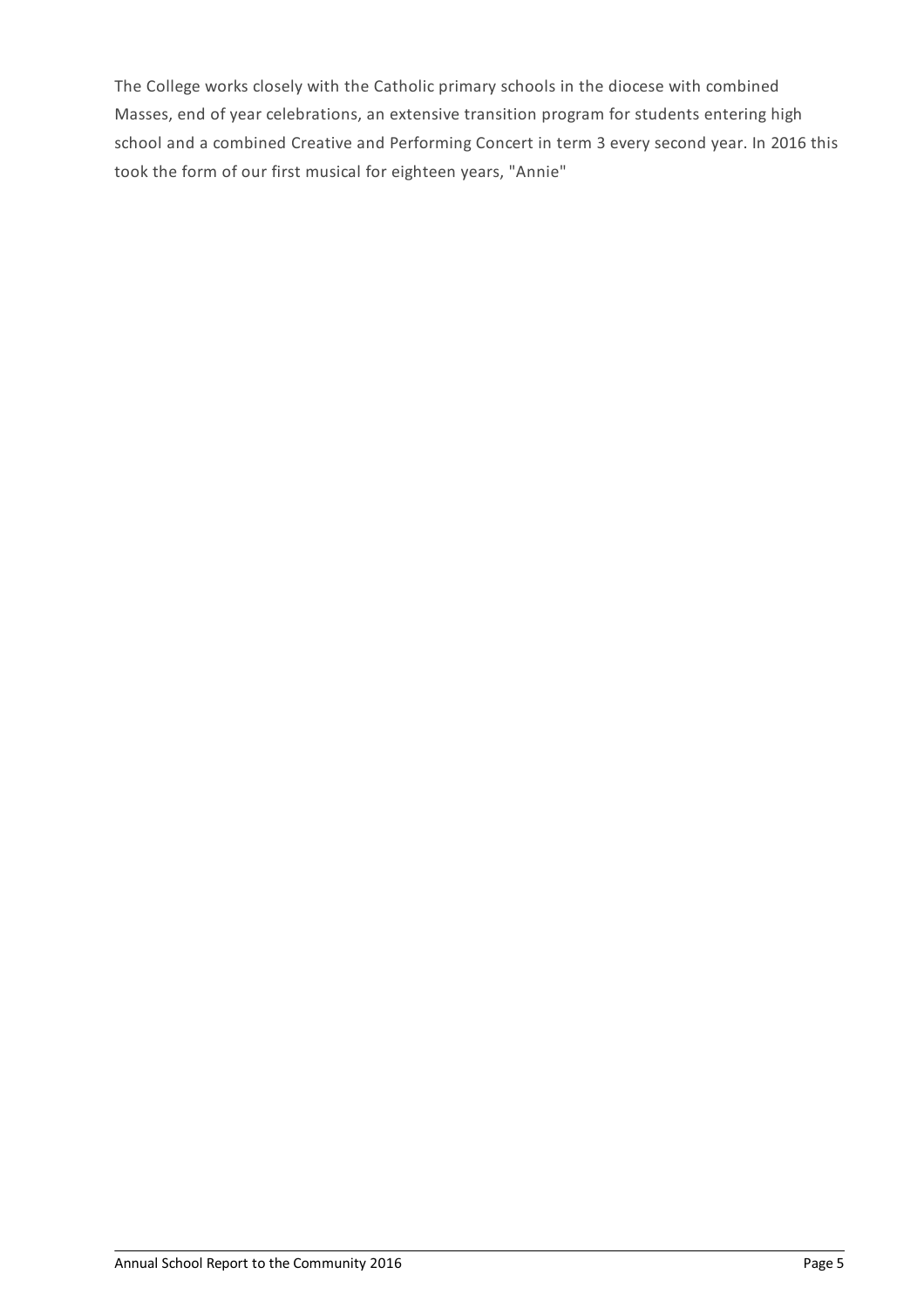The College works closely with the Catholic primary schools in the diocese with combined Masses, end of year celebrations, an extensive transition program for students entering high school and a combined Creative and Performing Concert in term 3 every second year. In 2016 this took the form of our first musical for eighteen years, "Annie"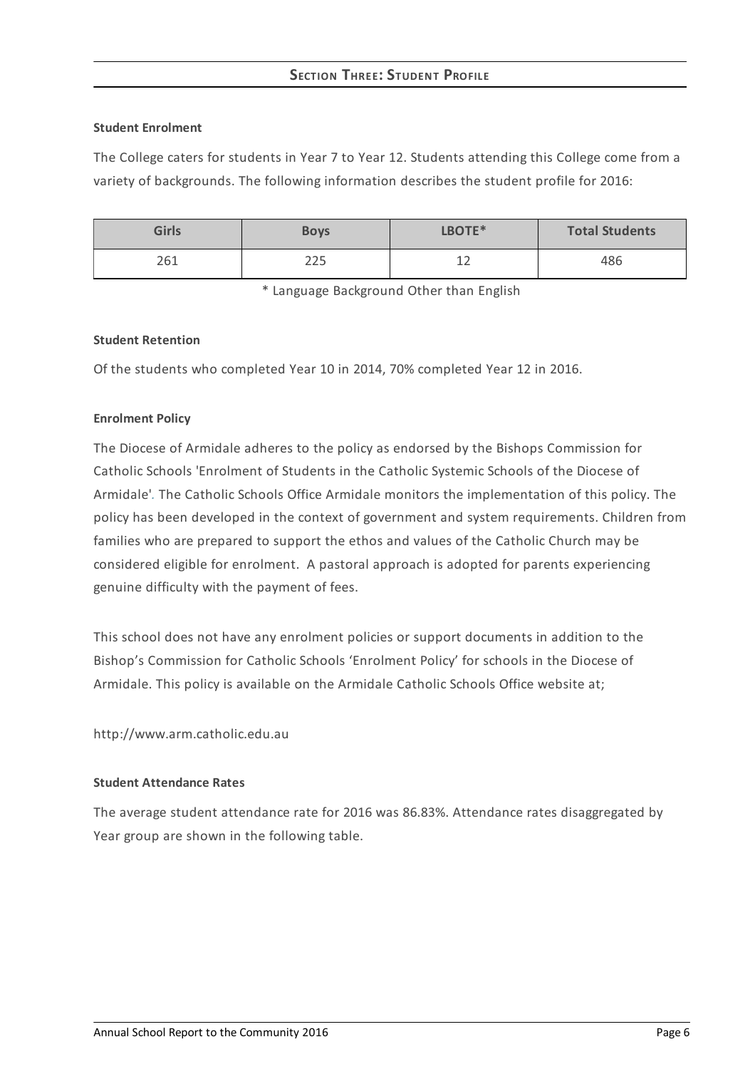## SECTION THREE: STUDENT PROFILE

**Student Enrolment**

The College caters for students in Year 7 to Year 12. Students attending this College come from a variety of backgrounds. The following information describes the student profile for 2016:

| Girls | Boys | LBOTE* | Total Students |
|---|---|---|---|
| 261 | 225 | 12 | 486 |

\* Language Background Other than English

**Student Retention**

Of the students who completed Year 10 in 2014, 70% completed Year 12 in 2016.

**Enrolment Policy**

The Diocese of Armidale adheres to the policy as endorsed by the Bishops Commission for Catholic Schools 'Enrolment of Students in the Catholic Systemic Schools of the Diocese of Armidale'. The Catholic Schools Office Armidale monitors the implementation of this policy. The policy has been developed in the context of government and system requirements. Children from families who are prepared to support the ethos and values of the Catholic Church may be considered eligible for enrolment. A pastoral approach is adopted for parents experiencing genuine difficulty with the payment of fees.

This school does not have any enrolment policies or support documents in addition to the Bishop's Commission for Catholic Schools 'Enrolment Policy' for schools in the Diocese of Armidale. This policy is available on the Armidale Catholic Schools Office website at;

http://www.arm.catholic.edu.au

**Student Attendance Rates**

The average student attendance rate for 2016 was 86.83%. Attendance rates disaggregated by Year group are shown in the following table.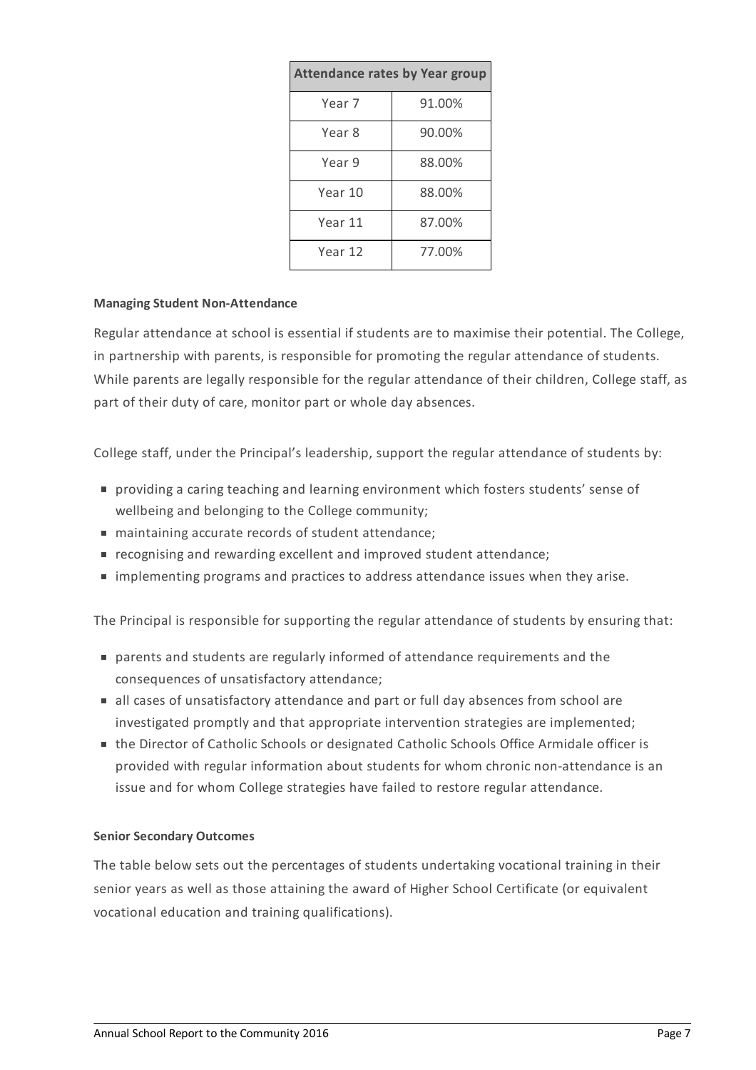| Attendance rates by Year group | |
|---|---|
| Year 7 | 91.00% |
| Year 8 | 90.00% |
| Year 9 | 88.00% |
| Year 10 | 88.00% |
| Year 11 | 87.00% |
| Year 12 | 77.00% |

**Managing Student Non-Attendance**

Regular attendance at school is essential if students are to maximise their potential. The College, in partnership with parents, is responsible for promoting the regular attendance of students. While parents are legally responsible for the regular attendance of their children, College staff, as part of their duty of care, monitor part or whole day absences.

College staff, under the Principal's leadership, support the regular attendance of students by:

- providing a caring teaching and learning environment which fosters students' sense of wellbeing and belonging to the College community;
- maintaining accurate records of student attendance;
- recognising and rewarding excellent and improved student attendance;
- implementing programs and practices to address attendance issues when they arise.

The Principal is responsible for supporting the regular attendance of students by ensuring that:

- parents and students are regularly informed of attendance requirements and the consequences of unsatisfactory attendance;
- all cases of unsatisfactory attendance and part or full day absences from school are investigated promptly and that appropriate intervention strategies are implemented;
- the Director of Catholic Schools or designated Catholic Schools Office Armidale officer is provided with regular information about students for whom chronic non-attendance is an issue and for whom College strategies have failed to restore regular attendance.

**Senior Secondary Outcomes**

The table below sets out the percentages of students undertaking vocational training in their senior years as well as those attaining the award of Higher School Certificate (or equivalent vocational education and training qualifications).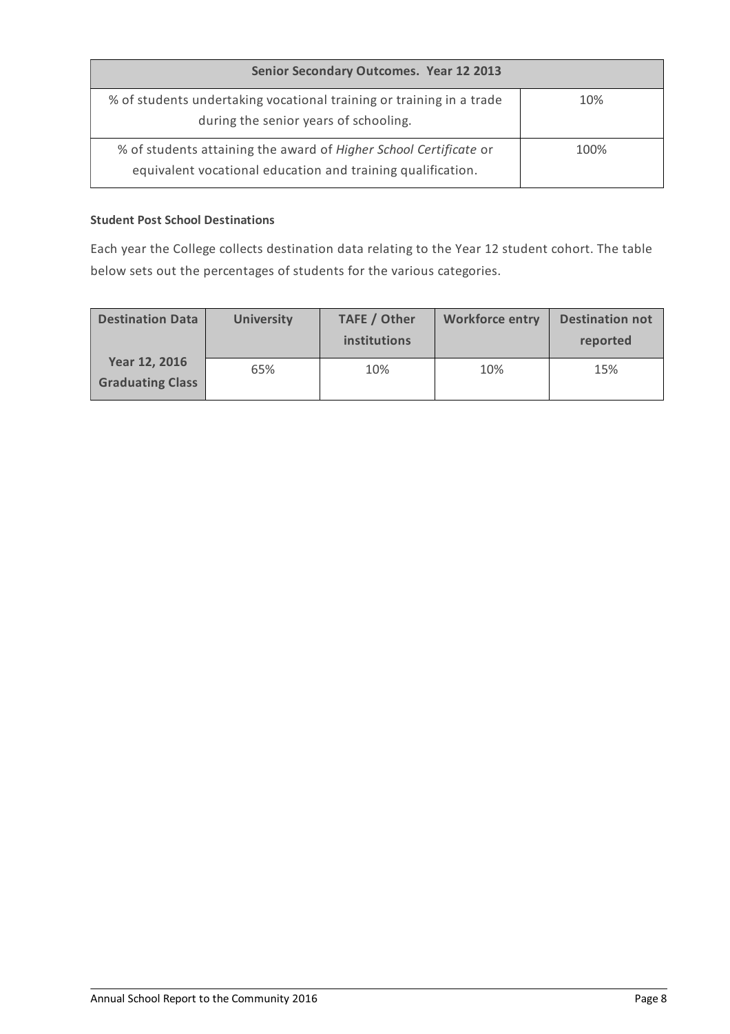| Senior Secondary Outcomes. Year 12 2013 | |
|---|---|
| % of students undertaking vocational training or training in a trade during the senior years of schooling. | 10% |
| % of students attaining the award of *Higher School Certificate* or equivalent vocational education and training qualification. | 100% |

**Student Post School Destinations**

Each year the College collects destination data relating to the Year 12 student cohort. The table below sets out the percentages of students for the various categories.

| Destination Data | University | TAFE / Other institutions | Workforce entry | Destination not reported |
|---|---|---|---|---|
| Year 12, 2016 Graduating Class | 65% | 10% | 10% | 15% |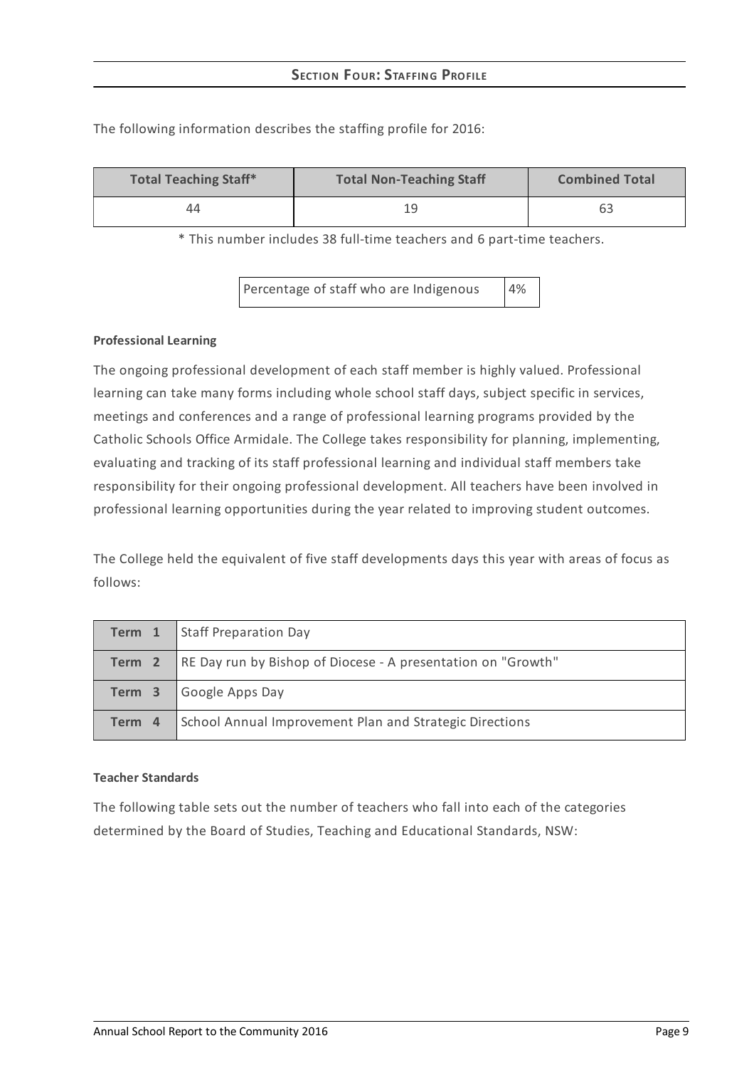## SECTION FOUR: STAFFING PROFILE

The following information describes the staffing profile for 2016:

| Total Teaching Staff* | Total Non-Teaching Staff | Combined Total |
| --- | --- | --- |
| 44 | 19 | 63 |

* This number includes 38 full-time teachers and 6 part-time teachers.

| Percentage of staff who are Indigenous | 4% |
| --- | --- |

**Professional Learning**

The ongoing professional development of each staff member is highly valued. Professional learning can take many forms including whole school staff days, subject specific in services, meetings and conferences and a range of professional learning programs provided by the Catholic Schools Office Armidale. The College takes responsibility for planning, implementing, evaluating and tracking of its staff professional learning and individual staff members take responsibility for their ongoing professional development. All teachers have been involved in professional learning opportunities during the year related to improving student outcomes.

The College held the equivalent of five staff developments days this year with areas of focus as follows:

| Term | Focus |
| --- | --- |
| Term 1 | Staff Preparation Day |
| Term 2 | RE Day run by Bishop of Diocese - A presentation on "Growth" |
| Term 3 | Google Apps Day |
| Term 4 | School Annual Improvement Plan and Strategic Directions |

**Teacher Standards**

The following table sets out the number of teachers who fall into each of the categories determined by the Board of Studies, Teaching and Educational Standards, NSW: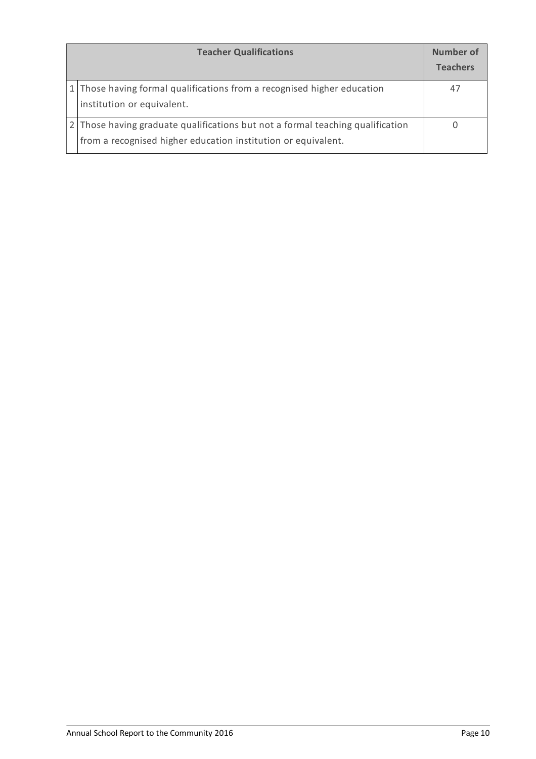|   | Teacher Qualifications | Number of Teachers |
|---|---|---|
| 1 | Those having formal qualifications from a recognised higher education institution or equivalent. | 47 |
| 2 | Those having graduate qualifications but not a formal teaching qualification from a recognised higher education institution or equivalent. | 0 |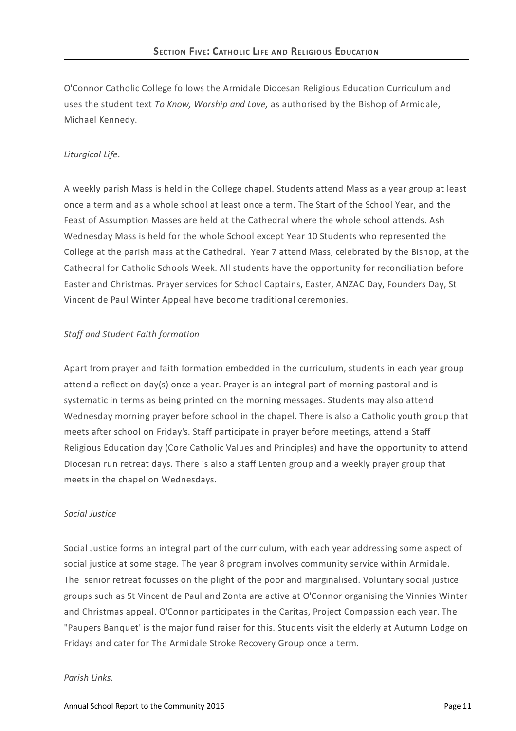## Section Five: Catholic Life and Religious Education

O'Connor Catholic College follows the Armidale Diocesan Religious Education Curriculum and uses the student text *To Know, Worship and Love,* as authorised by the Bishop of Armidale, Michael Kennedy.

*Liturgical Life.*

A weekly parish Mass is held in the College chapel. Students attend Mass as a year group at least once a term and as a whole school at least once a term. The Start of the School Year, and the Feast of Assumption Masses are held at the Cathedral where the whole school attends. Ash Wednesday Mass is held for the whole School except Year 10 Students who represented the College at the parish mass at the Cathedral. Year 7 attend Mass, celebrated by the Bishop, at the Cathedral for Catholic Schools Week. All students have the opportunity for reconciliation before Easter and Christmas. Prayer services for School Captains, Easter, ANZAC Day, Founders Day, St Vincent de Paul Winter Appeal have become traditional ceremonies.

*Staff and Student Faith formation*

Apart from prayer and faith formation embedded in the curriculum, students in each year group attend a reflection day(s) once a year. Prayer is an integral part of morning pastoral and is systematic in terms as being printed on the morning messages. Students may also attend Wednesday morning prayer before school in the chapel. There is also a Catholic youth group that meets after school on Friday's. Staff participate in prayer before meetings, attend a Staff Religious Education day (Core Catholic Values and Principles) and have the opportunity to attend Diocesan run retreat days. There is also a staff Lenten group and a weekly prayer group that meets in the chapel on Wednesdays.

*Social Justice*

Social Justice forms an integral part of the curriculum, with each year addressing some aspect of social justice at some stage. The year 8 program involves community service within Armidale. The senior retreat focusses on the plight of the poor and marginalised. Voluntary social justice groups such as St Vincent de Paul and Zonta are active at O'Connor organising the Vinnies Winter and Christmas appeal. O'Connor participates in the Caritas, Project Compassion each year. The "Paupers Banquet' is the major fund raiser for this. Students visit the elderly at Autumn Lodge on Fridays and cater for The Armidale Stroke Recovery Group once a term.

*Parish Links.*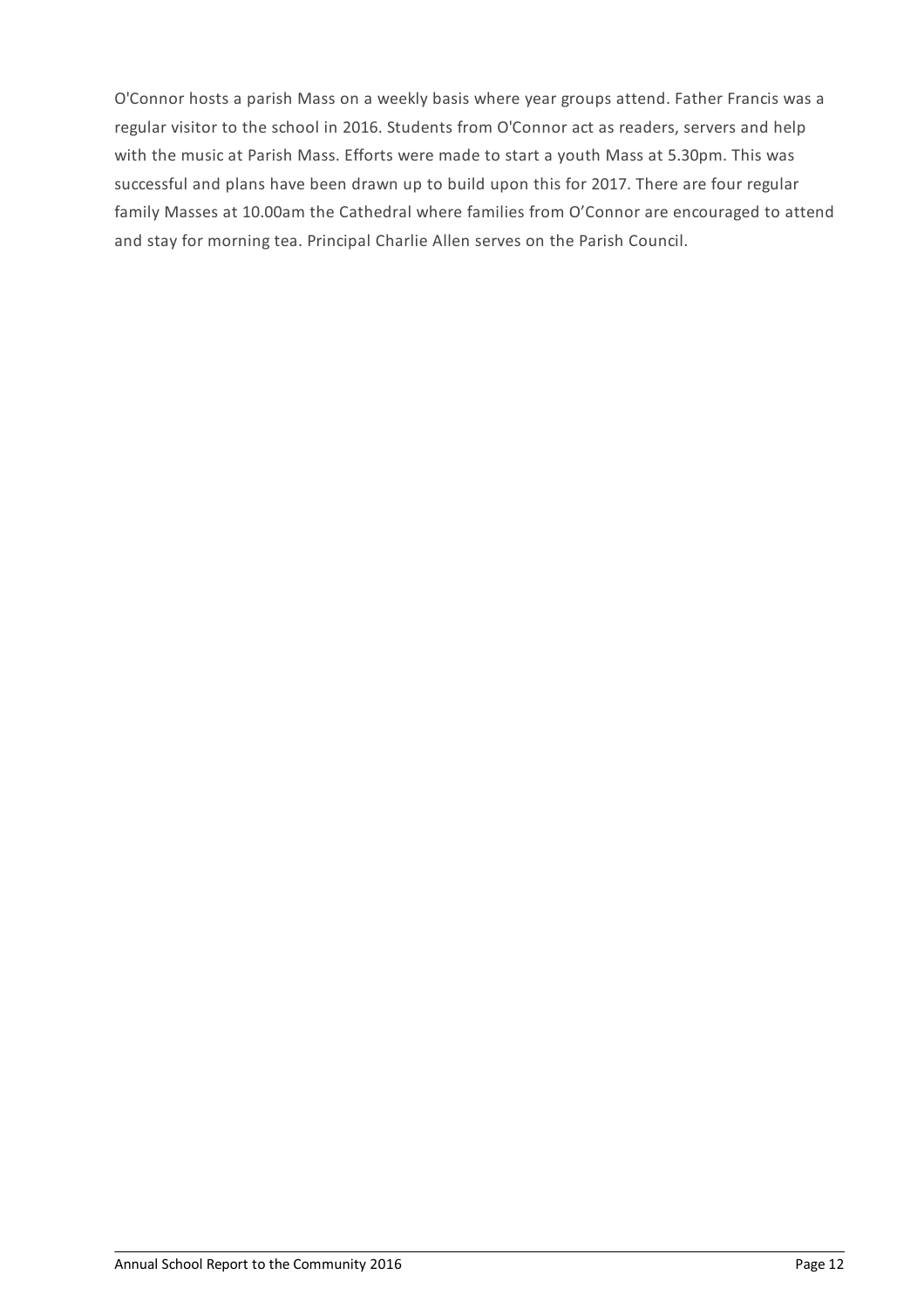O'Connor hosts a parish Mass on a weekly basis where year groups attend. Father Francis was a regular visitor to the school in 2016. Students from O'Connor act as readers, servers and help with the music at Parish Mass. Efforts were made to start a youth Mass at 5.30pm. This was successful and plans have been drawn up to build upon this for 2017. There are four regular family Masses at 10.00am the Cathedral where families from O'Connor are encouraged to attend and stay for morning tea. Principal Charlie Allen serves on the Parish Council.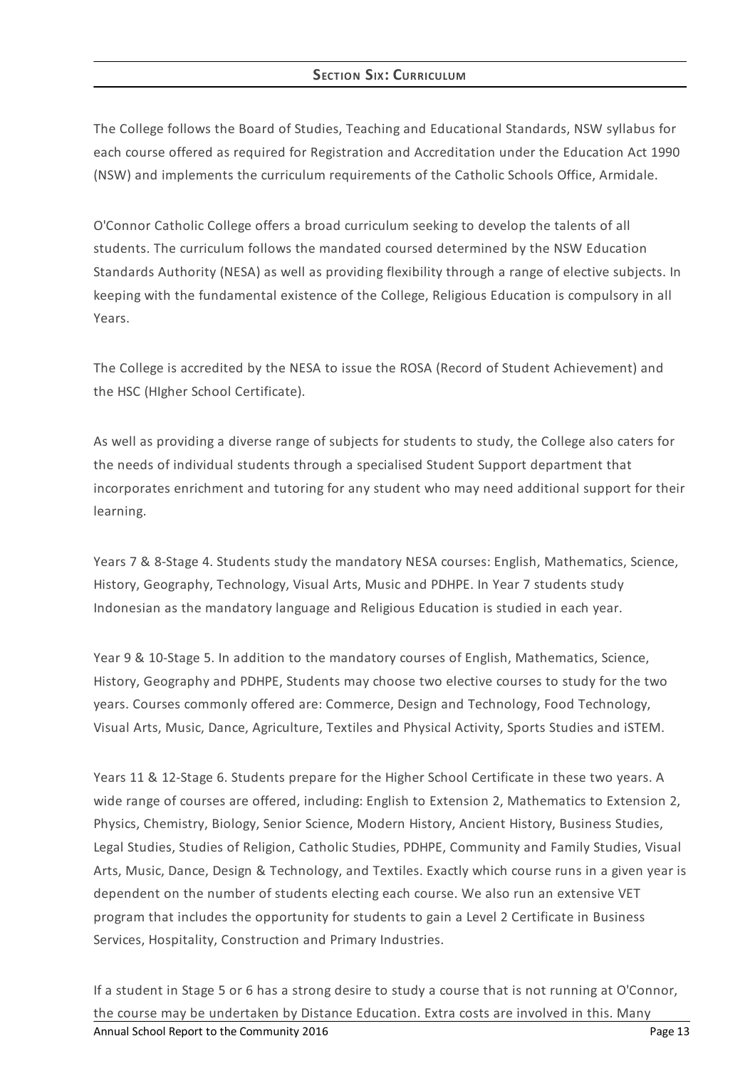## SECTION SIX: CURRICULUM

The College follows the Board of Studies, Teaching and Educational Standards, NSW syllabus for each course offered as required for Registration and Accreditation under the Education Act 1990 (NSW) and implements the curriculum requirements of the Catholic Schools Office, Armidale.

O'Connor Catholic College offers a broad curriculum seeking to develop the talents of all students. The curriculum follows the mandated coursed determined by the NSW Education Standards Authority (NESA) as well as providing flexibility through a range of elective subjects. In keeping with the fundamental existence of the College, Religious Education is compulsory in all Years.

The College is accredited by the NESA to issue the ROSA (Record of Student Achievement) and the HSC (HIgher School Certificate).

As well as providing a diverse range of subjects for students to study, the College also caters for the needs of individual students through a specialised Student Support department that incorporates enrichment and tutoring for any student who may need additional support for their learning.

Years 7 & 8-Stage 4. Students study the mandatory NESA courses: English, Mathematics, Science, History, Geography, Technology, Visual Arts, Music and PDHPE. In Year 7 students study Indonesian as the mandatory language and Religious Education is studied in each year.

Year 9 & 10-Stage 5. In addition to the mandatory courses of English, Mathematics, Science, History, Geography and PDHPE, Students may choose two elective courses to study for the two years. Courses commonly offered are: Commerce, Design and Technology, Food Technology, Visual Arts, Music, Dance, Agriculture, Textiles and Physical Activity, Sports Studies and iSTEM.

Years 11 & 12-Stage 6. Students prepare for the Higher School Certificate in these two years. A wide range of courses are offered, including: English to Extension 2, Mathematics to Extension 2, Physics, Chemistry, Biology, Senior Science, Modern History, Ancient History, Business Studies, Legal Studies, Studies of Religion, Catholic Studies, PDHPE, Community and Family Studies, Visual Arts, Music, Dance, Design & Technology, and Textiles. Exactly which course runs in a given year is dependent on the number of students electing each course. We also run an extensive VET program that includes the opportunity for students to gain a Level 2 Certificate in Business Services, Hospitality, Construction and Primary Industries.

If a student in Stage 5 or 6 has a strong desire to study a course that is not running at O'Connor, the course may be undertaken by Distance Education. Extra costs are involved in this. Many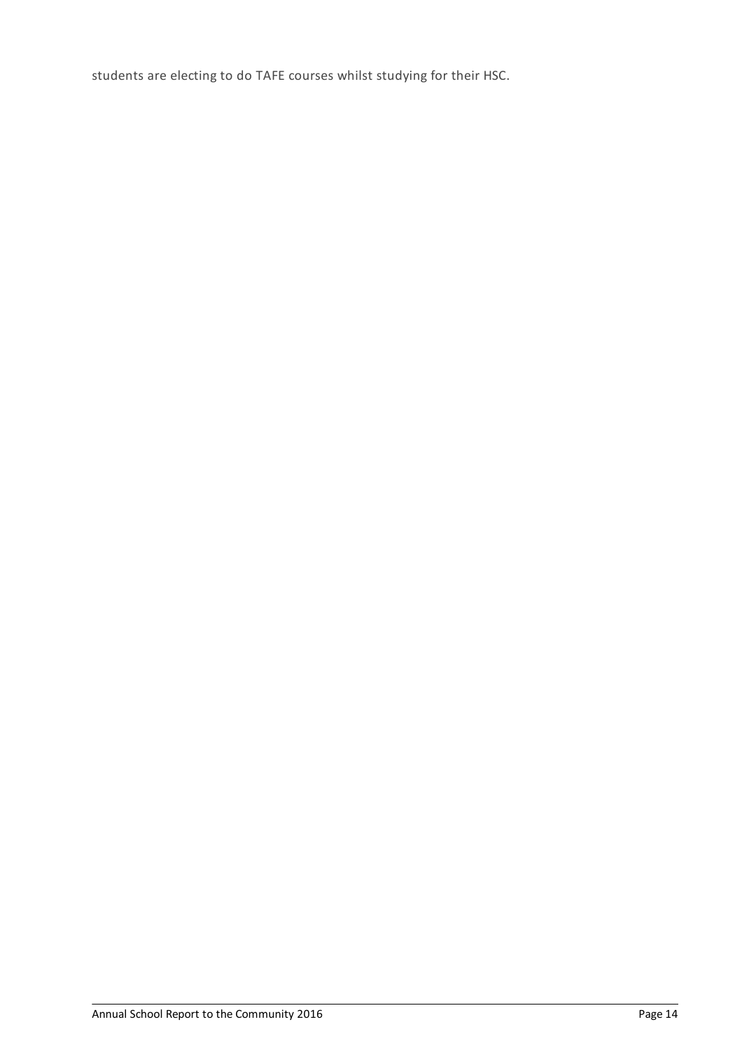students are electing to do TAFE courses whilst studying for their HSC.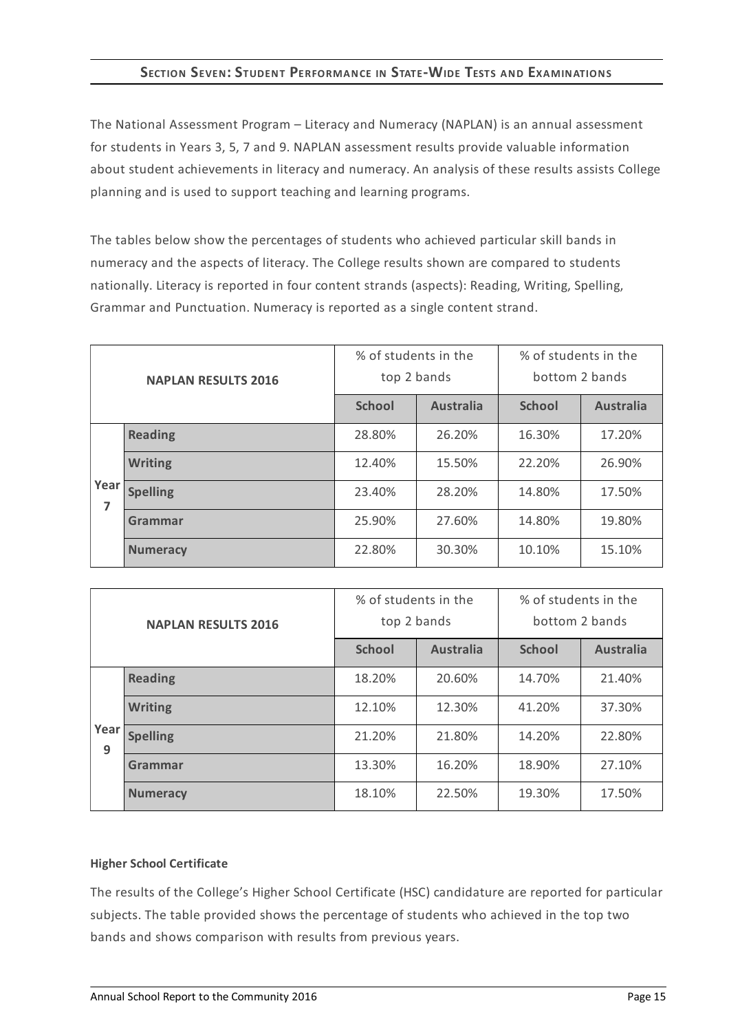## Section Seven: Student Performance in State-Wide Tests and Examinations

The National Assessment Program – Literacy and Numeracy (NAPLAN) is an annual assessment for students in Years 3, 5, 7 and 9. NAPLAN assessment results provide valuable information about student achievements in literacy and numeracy. An analysis of these results assists College planning and is used to support teaching and learning programs.

The tables below show the percentages of students who achieved particular skill bands in numeracy and the aspects of literacy. The College results shown are compared to students nationally. Literacy is reported in four content strands (aspects): Reading, Writing, Spelling, Grammar and Punctuation. Numeracy is reported as a single content strand.

| NAPLAN RESULTS 2016 | | % of students in the top 2 bands | | % of students in the bottom 2 bands | |
|---|---|---|---|---|---|
| | | **School** | **Australia** | **School** | **Australia** |
| Year 7 | **Reading** | 28.80% | 26.20% | 16.30% | 17.20% |
| | **Writing** | 12.40% | 15.50% | 22.20% | 26.90% |
| | **Spelling** | 23.40% | 28.20% | 14.80% | 17.50% |
| | **Grammar** | 25.90% | 27.60% | 14.80% | 19.80% |
| | **Numeracy** | 22.80% | 30.30% | 10.10% | 15.10% |

| NAPLAN RESULTS 2016 | | % of students in the top 2 bands | | % of students in the bottom 2 bands | |
|---|---|---|---|---|---|
| | | **School** | **Australia** | **School** | **Australia** |
| Year 9 | **Reading** | 18.20% | 20.60% | 14.70% | 21.40% |
| | **Writing** | 12.10% | 12.30% | 41.20% | 37.30% |
| | **Spelling** | 21.20% | 21.80% | 14.20% | 22.80% |
| | **Grammar** | 13.30% | 16.20% | 18.90% | 27.10% |
| | **Numeracy** | 18.10% | 22.50% | 19.30% | 17.50% |

**Higher School Certificate**

The results of the College's Higher School Certificate (HSC) candidature are reported for particular subjects. The table provided shows the percentage of students who achieved in the top two bands and shows comparison with results from previous years.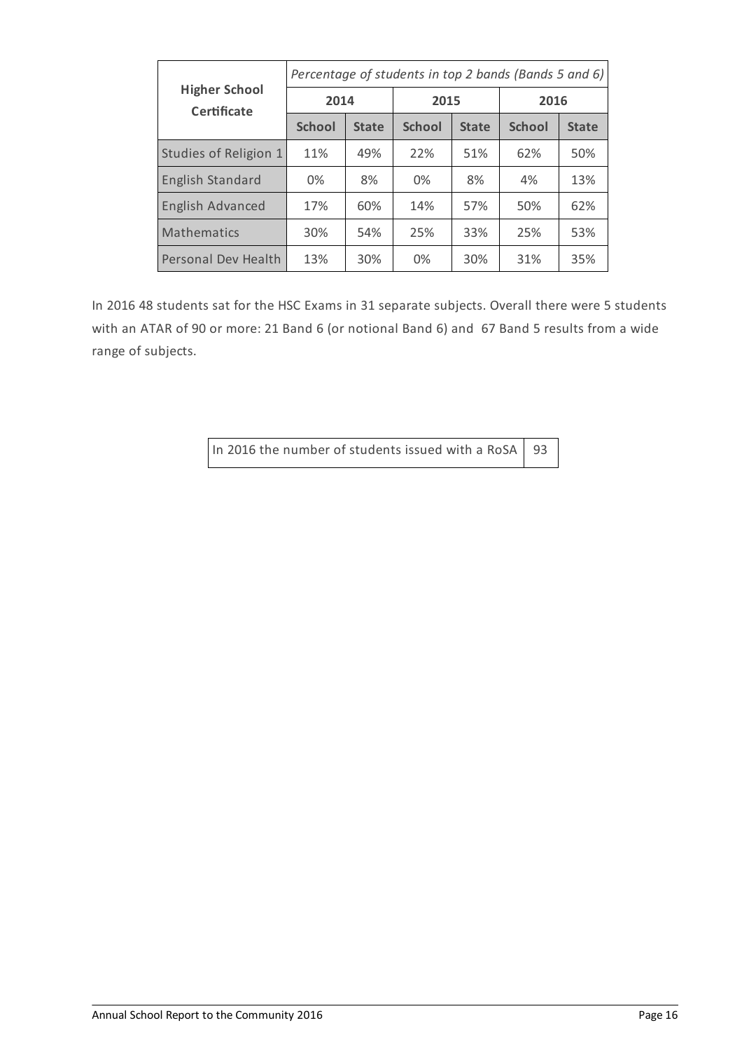| Higher School Certificate | Percentage of students in top 2 bands (Bands 5 and 6) | | | | | |
|---|---|---|---|---|---|---|
| | 2014 | | 2015 | | 2016 | |
| | School | State | School | State | School | State |
| Studies of Religion 1 | 11% | 49% | 22% | 51% | 62% | 50% |
| English Standard | 0% | 8% | 0% | 8% | 4% | 13% |
| English Advanced | 17% | 60% | 14% | 57% | 50% | 62% |
| Mathematics | 30% | 54% | 25% | 33% | 25% | 53% |
| Personal Dev Health | 13% | 30% | 0% | 30% | 31% | 35% |

In 2016 48 students sat for the HSC Exams in 31 separate subjects. Overall there were 5 students with an ATAR of 90 or more: 21 Band 6 (or notional Band 6) and 67 Band 5 results from a wide range of subjects.

| In 2016 the number of students issued with a RoSA | 93 |
|---|---|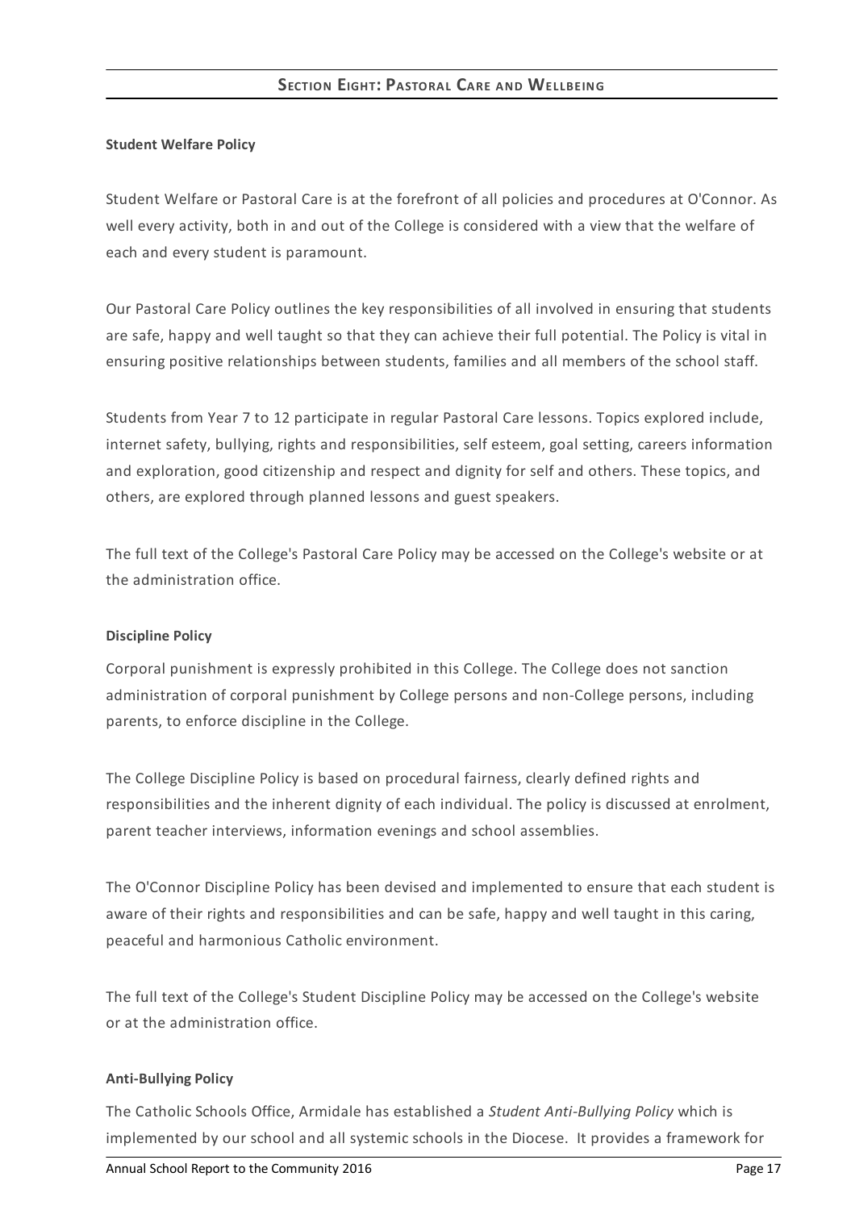## Section Eight: Pastoral Care and Wellbeing

**Student Welfare Policy**

Student Welfare or Pastoral Care is at the forefront of all policies and procedures at O'Connor. As well every activity, both in and out of the College is considered with a view that the welfare of each and every student is paramount.

Our Pastoral Care Policy outlines the key responsibilities of all involved in ensuring that students are safe, happy and well taught so that they can achieve their full potential. The Policy is vital in ensuring positive relationships between students, families and all members of the school staff.

Students from Year 7 to 12 participate in regular Pastoral Care lessons. Topics explored include, internet safety, bullying, rights and responsibilities, self esteem, goal setting, careers information and exploration, good citizenship and respect and dignity for self and others. These topics, and others, are explored through planned lessons and guest speakers.

The full text of the College's Pastoral Care Policy may be accessed on the College's website or at the administration office.

**Discipline Policy**

Corporal punishment is expressly prohibited in this College. The College does not sanction administration of corporal punishment by College persons and non-College persons, including parents, to enforce discipline in the College.

The College Discipline Policy is based on procedural fairness, clearly defined rights and responsibilities and the inherent dignity of each individual. The policy is discussed at enrolment, parent teacher interviews, information evenings and school assemblies.

The O'Connor Discipline Policy has been devised and implemented to ensure that each student is aware of their rights and responsibilities and can be safe, happy and well taught in this caring, peaceful and harmonious Catholic environment.

The full text of the College's Student Discipline Policy may be accessed on the College's website or at the administration office.

**Anti-Bullying Policy**

The Catholic Schools Office, Armidale has established a *Student Anti-Bullying Policy* which is implemented by our school and all systemic schools in the Diocese. It provides a framework for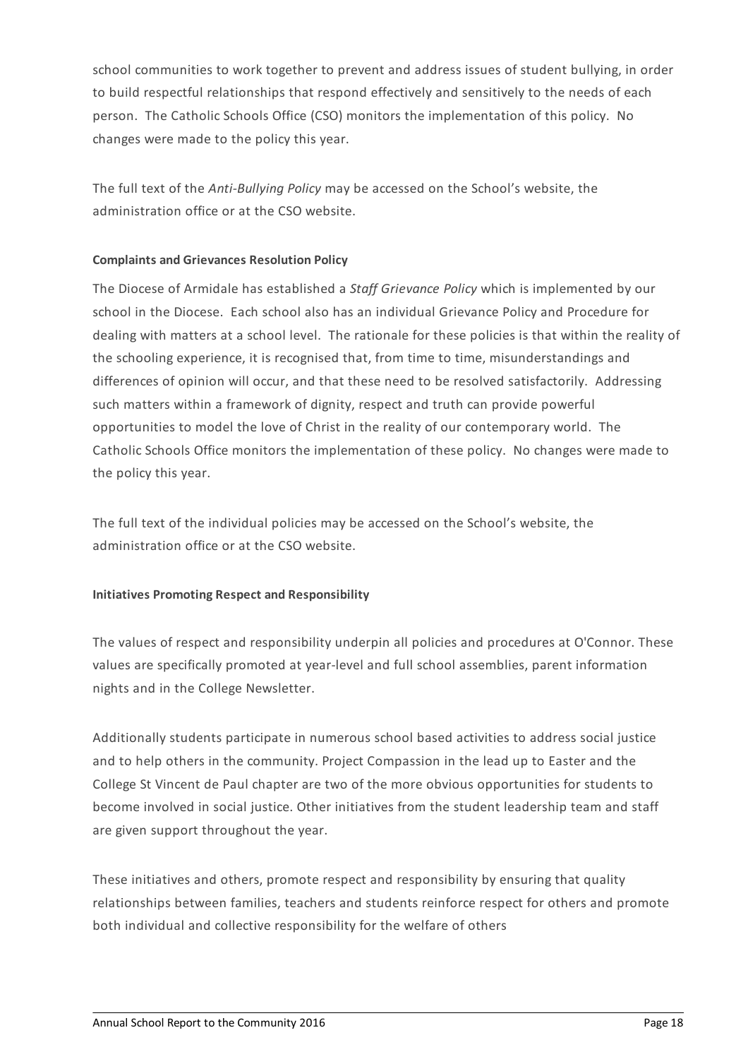school communities to work together to prevent and address issues of student bullying, in order to build respectful relationships that respond effectively and sensitively to the needs of each person. The Catholic Schools Office (CSO) monitors the implementation of this policy. No changes were made to the policy this year.

The full text of the *Anti-Bullying Policy* may be accessed on the School's website, the administration office or at the CSO website.

**Complaints and Grievances Resolution Policy**

The Diocese of Armidale has established a *Staff Grievance Policy* which is implemented by our school in the Diocese. Each school also has an individual Grievance Policy and Procedure for dealing with matters at a school level. The rationale for these policies is that within the reality of the schooling experience, it is recognised that, from time to time, misunderstandings and differences of opinion will occur, and that these need to be resolved satisfactorily. Addressing such matters within a framework of dignity, respect and truth can provide powerful opportunities to model the love of Christ in the reality of our contemporary world. The Catholic Schools Office monitors the implementation of these policy. No changes were made to the policy this year.

The full text of the individual policies may be accessed on the School's website, the administration office or at the CSO website.

**Initiatives Promoting Respect and Responsibility**

The values of respect and responsibility underpin all policies and procedures at O'Connor. These values are specifically promoted at year-level and full school assemblies, parent information nights and in the College Newsletter.

Additionally students participate in numerous school based activities to address social justice and to help others in the community. Project Compassion in the lead up to Easter and the College St Vincent de Paul chapter are two of the more obvious opportunities for students to become involved in social justice. Other initiatives from the student leadership team and staff are given support throughout the year.

These initiatives and others, promote respect and responsibility by ensuring that quality relationships between families, teachers and students reinforce respect for others and promote both individual and collective responsibility for the welfare of others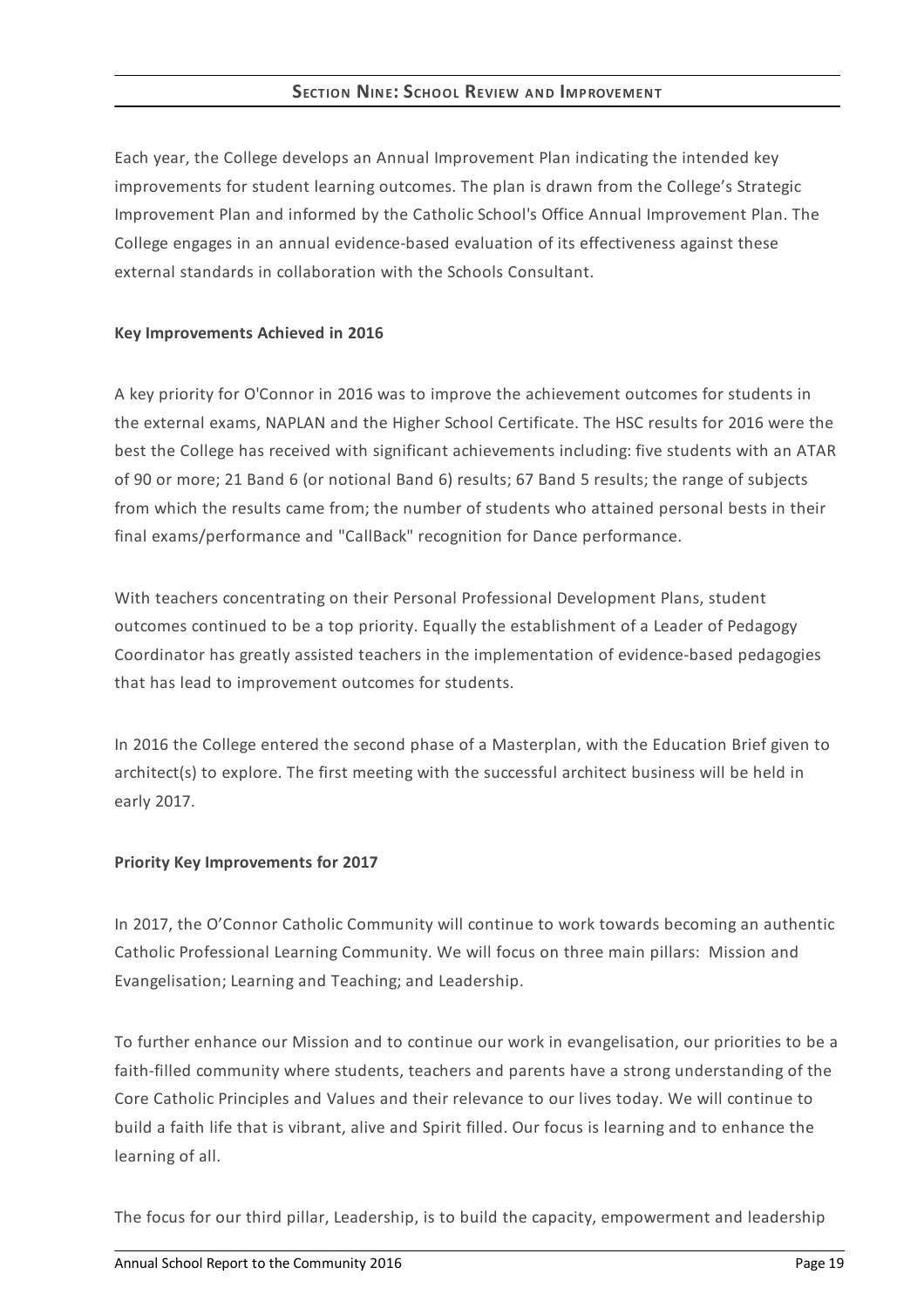## SECTION NINE: SCHOOL REVIEW AND IMPROVEMENT

Each year, the College develops an Annual Improvement Plan indicating the intended key improvements for student learning outcomes. The plan is drawn from the College's Strategic Improvement Plan and informed by the Catholic School's Office Annual Improvement Plan. The College engages in an annual evidence-based evaluation of its effectiveness against these external standards in collaboration with the Schools Consultant.

**Key Improvements Achieved in 2016**

A key priority for O'Connor in 2016 was to improve the achievement outcomes for students in the external exams, NAPLAN and the Higher School Certificate. The HSC results for 2016 were the best the College has received with significant achievements including: five students with an ATAR of 90 or more; 21 Band 6 (or notional Band 6) results; 67 Band 5 results; the range of subjects from which the results came from; the number of students who attained personal bests in their final exams/performance and "CallBack" recognition for Dance performance.

With teachers concentrating on their Personal Professional Development Plans, student outcomes continued to be a top priority. Equally the establishment of a Leader of Pedagogy Coordinator has greatly assisted teachers in the implementation of evidence-based pedagogies that has lead to improvement outcomes for students.

In 2016 the College entered the second phase of a Masterplan, with the Education Brief given to architect(s) to explore. The first meeting with the successful architect business will be held in early 2017.

**Priority Key Improvements for 2017**

In 2017, the O'Connor Catholic Community will continue to work towards becoming an authentic Catholic Professional Learning Community. We will focus on three main pillars: Mission and Evangelisation; Learning and Teaching; and Leadership.

To further enhance our Mission and to continue our work in evangelisation, our priorities to be a faith-filled community where students, teachers and parents have a strong understanding of the Core Catholic Principles and Values and their relevance to our lives today. We will continue to build a faith life that is vibrant, alive and Spirit filled. Our focus is learning and to enhance the learning of all.

The focus for our third pillar, Leadership, is to build the capacity, empowerment and leadership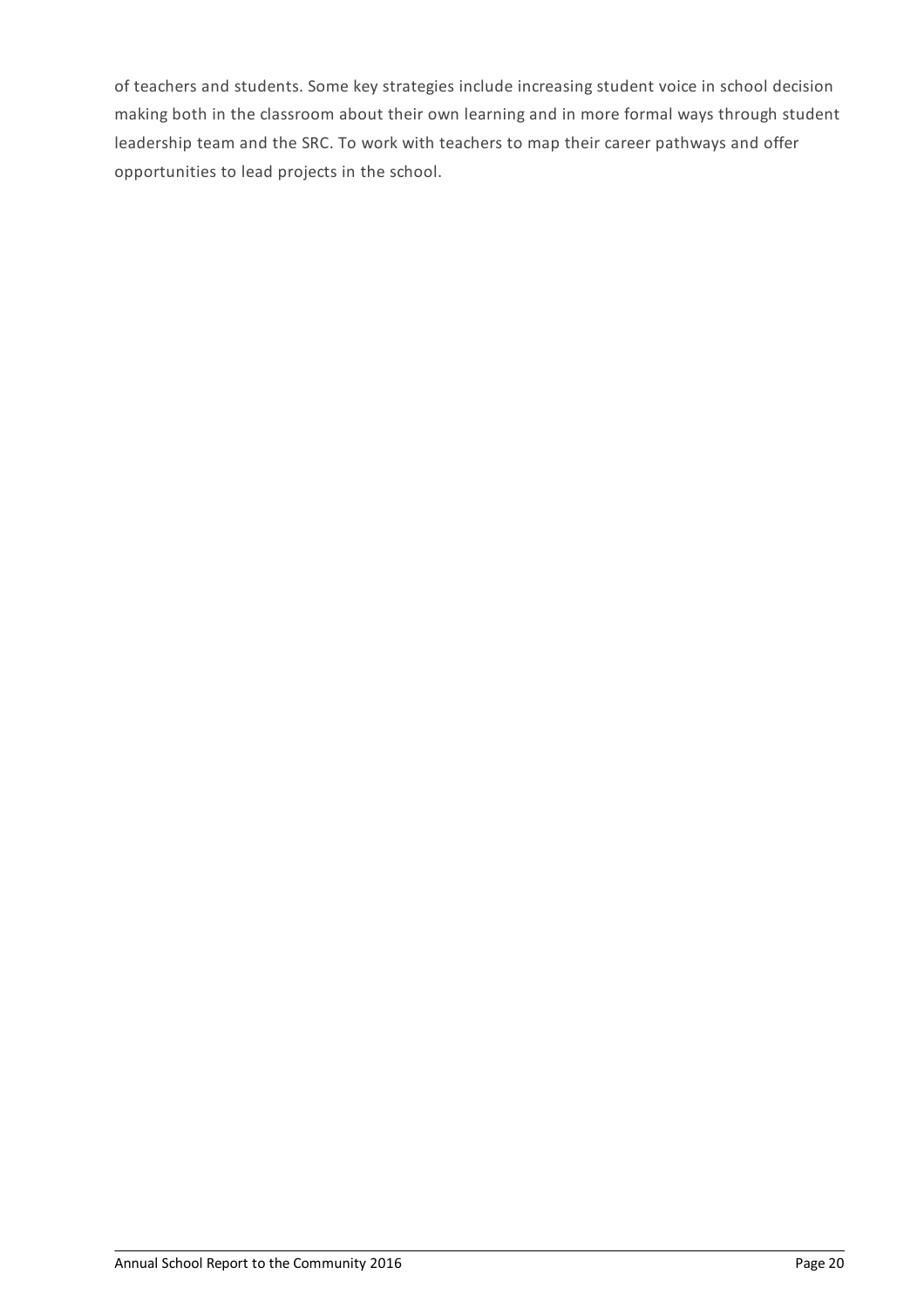of teachers and students. Some key strategies include increasing student voice in school decision making both in the classroom about their own learning and in more formal ways through student leadership team and the SRC. To work with teachers to map their career pathways and offer opportunities to lead projects in the school.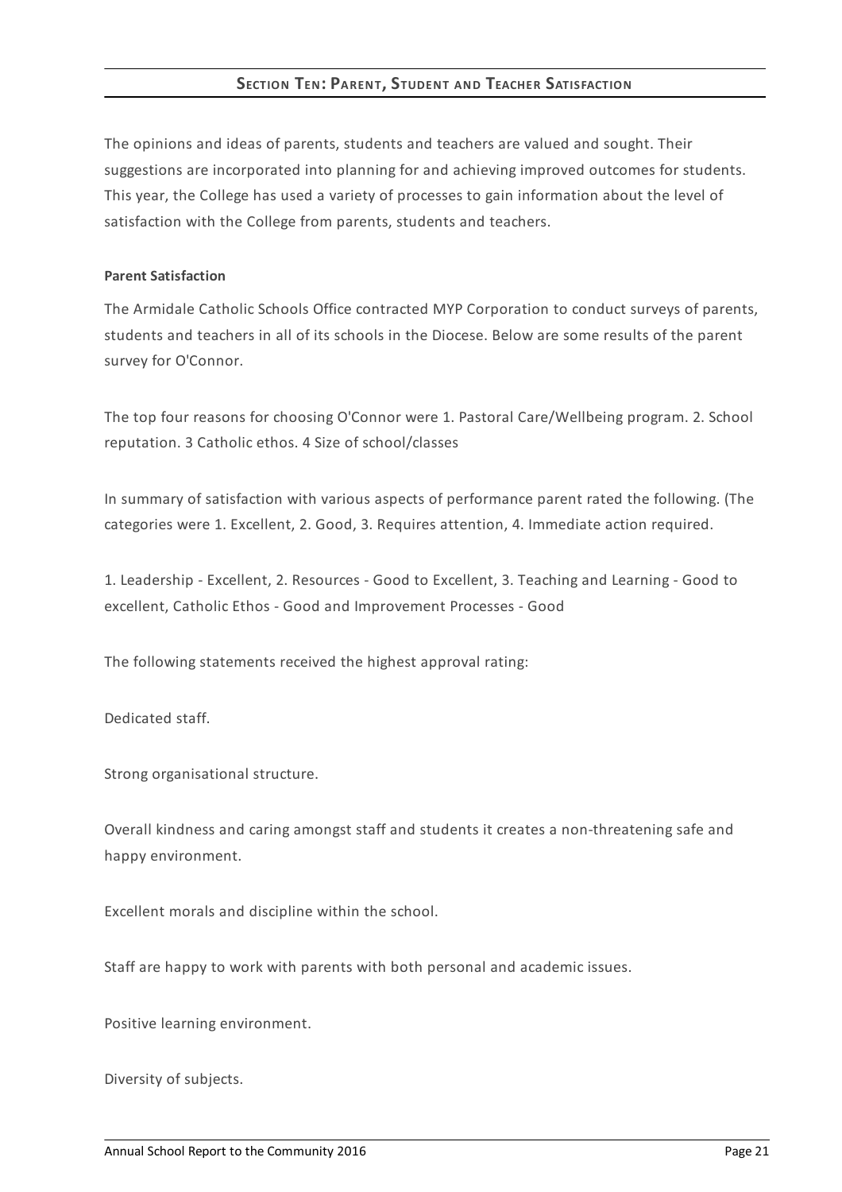## SECTION TEN: PARENT, STUDENT AND TEACHER SATISFACTION

The opinions and ideas of parents, students and teachers are valued and sought. Their suggestions are incorporated into planning for and achieving improved outcomes for students. This year, the College has used a variety of processes to gain information about the level of satisfaction with the College from parents, students and teachers.

**Parent Satisfaction**

The Armidale Catholic Schools Office contracted MYP Corporation to conduct surveys of parents, students and teachers in all of its schools in the Diocese. Below are some results of the parent survey for O'Connor.

The top four reasons for choosing O'Connor were 1. Pastoral Care/Wellbeing program. 2. School reputation. 3 Catholic ethos. 4 Size of school/classes

In summary of satisfaction with various aspects of performance parent rated the following. (The categories were 1. Excellent, 2. Good, 3. Requires attention, 4. Immediate action required.

1. Leadership - Excellent, 2. Resources - Good to Excellent, 3. Teaching and Learning - Good to excellent, Catholic Ethos - Good and Improvement Processes - Good

The following statements received the highest approval rating:

Dedicated staff.

Strong organisational structure.

Overall kindness and caring amongst staff and students it creates a non-threatening safe and happy environment.

Excellent morals and discipline within the school.

Staff are happy to work with parents with both personal and academic issues.

Positive learning environment.

Diversity of subjects.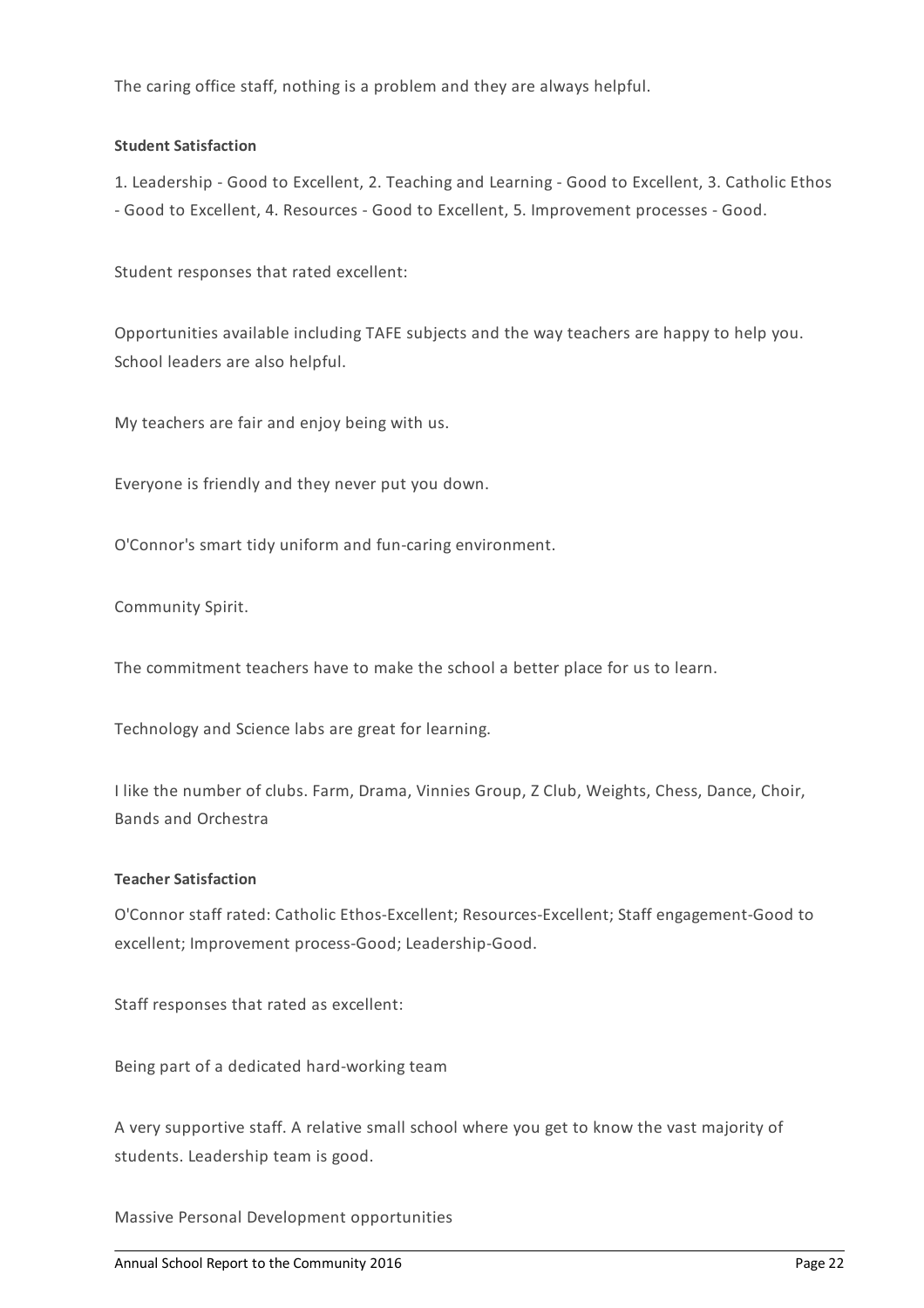The caring office staff, nothing is a problem and they are always helpful.

**Student Satisfaction**

1. Leadership - Good to Excellent, 2. Teaching and Learning - Good to Excellent, 3. Catholic Ethos - Good to Excellent, 4. Resources - Good to Excellent, 5. Improvement processes - Good.

Student responses that rated excellent:

Opportunities available including TAFE subjects and the way teachers are happy to help you. School leaders are also helpful.

My teachers are fair and enjoy being with us.

Everyone is friendly and they never put you down.

O'Connor's smart tidy uniform and fun-caring environment.

Community Spirit.

The commitment teachers have to make the school a better place for us to learn.

Technology and Science labs are great for learning.

I like the number of clubs. Farm, Drama, Vinnies Group, Z Club, Weights, Chess, Dance, Choir, Bands and Orchestra

**Teacher Satisfaction**

O'Connor staff rated: Catholic Ethos-Excellent; Resources-Excellent; Staff engagement-Good to excellent; Improvement process-Good; Leadership-Good.

Staff responses that rated as excellent:

Being part of a dedicated hard-working team

A very supportive staff. A relative small school where you get to know the vast majority of students. Leadership team is good.

Massive Personal Development opportunities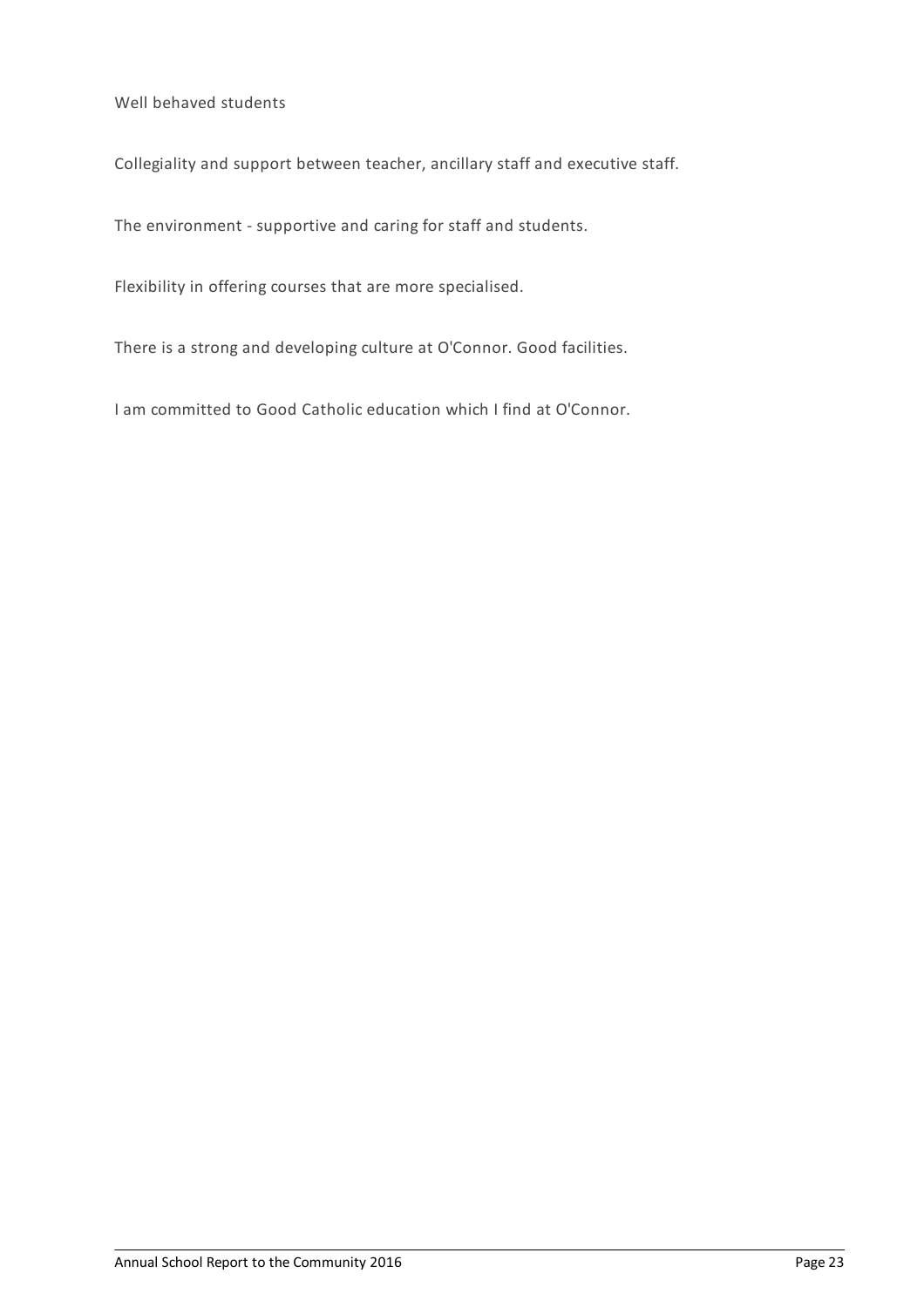Well behaved students

Collegiality and support between teacher, ancillary staff and executive staff.

The environment - supportive and caring for staff and students.

Flexibility in offering courses that are more specialised.

There is a strong and developing culture at O'Connor. Good facilities.

I am committed to Good Catholic education which I find at O'Connor.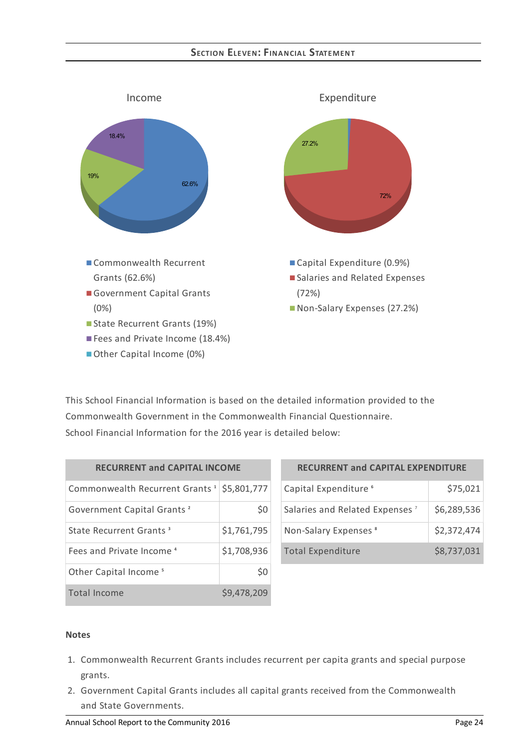## Section Eleven: Financial Statement

**Income**

- Commonwealth Recurrent Grants (62.6%)
- Government Capital Grants (0%)
- State Recurrent Grants (19%)
- Fees and Private Income (18.4%)
- Other Capital Income (0%)

**Expenditure**

- Capital Expenditure (0.9%)
- Salaries and Related Expenses (72%)
- Non-Salary Expenses (27.2%)

This School Financial Information is based on the detailed information provided to the Commonwealth Government in the Commonwealth Financial Questionnaire.
School Financial Information for the 2016 year is detailed below:

| RECURRENT and CAPITAL INCOME | |
|---|---|
| Commonwealth Recurrent Grants [1] | $5,801,777 |
| Government Capital Grants [2] | $0 |
| State Recurrent Grants [3] | $1,761,795 |
| Fees and Private Income [4] | $1,708,936 |
| Other Capital Income [5] | $0 |
| Total Income | $9,478,209 |

| RECURRENT and CAPITAL EXPENDITURE | |
|---|---|
| Capital Expenditure [6] | $75,021 |
| Salaries and Related Expenses [7] | $6,289,536 |
| Non-Salary Expenses [8] | $2,372,474 |
| Total Expenditure | $8,737,031 |

**Notes**

1. Commonwealth Recurrent Grants includes recurrent per capita grants and special purpose grants.
2. Government Capital Grants includes all capital grants received from the Commonwealth and State Governments.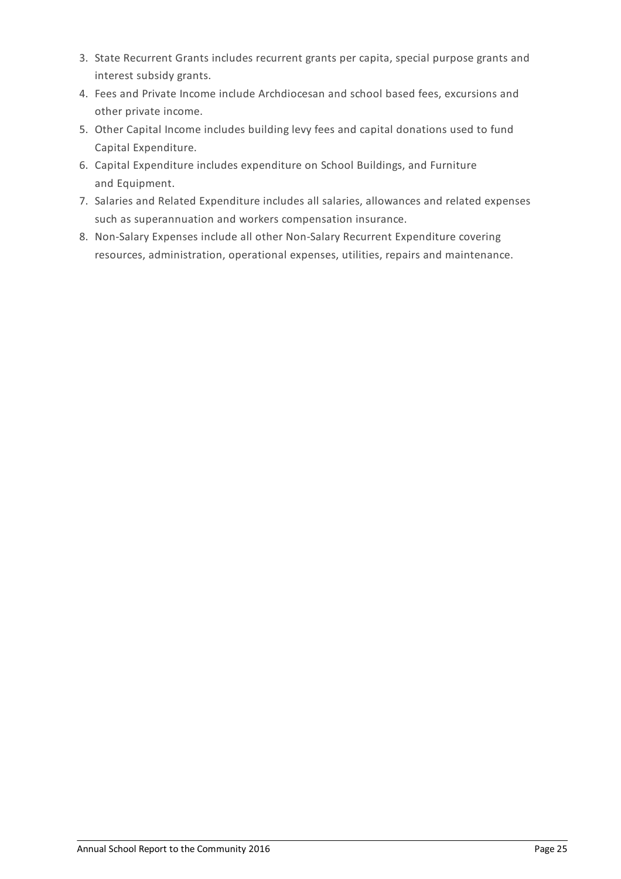3. State Recurrent Grants includes recurrent grants per capita, special purpose grants and interest subsidy grants.
4. Fees and Private Income include Archdiocesan and school based fees, excursions and other private income.
5. Other Capital Income includes building levy fees and capital donations used to fund Capital Expenditure.
6. Capital Expenditure includes expenditure on School Buildings, and Furniture and Equipment.
7. Salaries and Related Expenditure includes all salaries, allowances and related expenses such as superannuation and workers compensation insurance.
8. Non-Salary Expenses include all other Non-Salary Recurrent Expenditure covering resources, administration, operational expenses, utilities, repairs and maintenance.